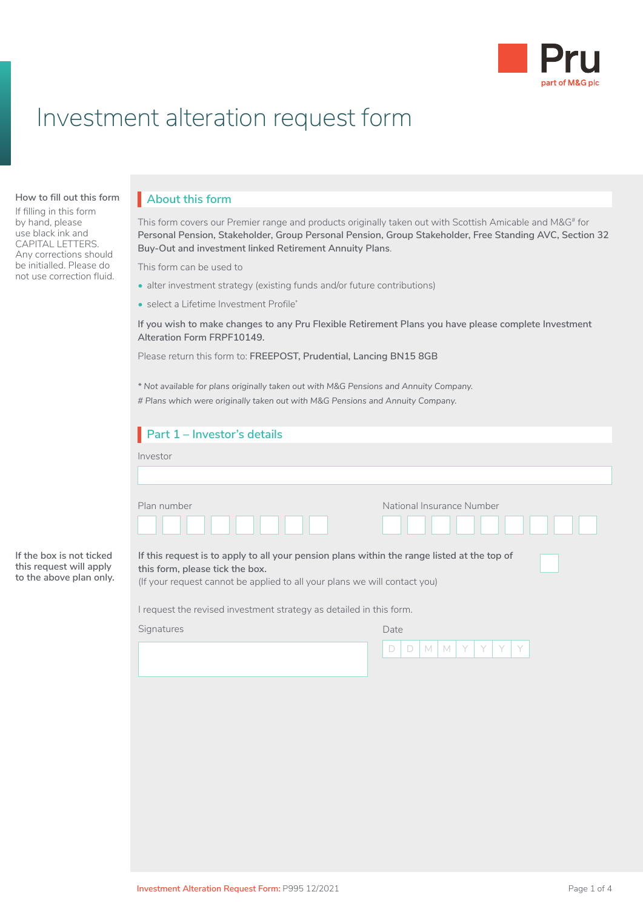Pru
part of M&G plc

# Investment alteration request form

**How to fill out this form**

If filling in this form by hand, please use black ink and CAPITAL LETTERS. Any corrections should be initialled. Please do not use correction fluid.

## About this form

This form covers our Premier range and products originally taken out with Scottish Amicable and M&G# for **Personal Pension, Stakeholder, Group Personal Pension, Group Stakeholder, Free Standing AVC, Section 32 Buy-Out and investment linked Retirement Annuity Plans**.

This form can be used to

- alter investment strategy (existing funds and/or future contributions)
- select a Lifetime Investment Profile*

**If you wish to make changes to any Pru Flexible Retirement Plans you have please complete Investment Alteration Form FRPF10149.**

Please return this form to: **FREEPOST, Prudential, Lancing BN15 8GB**

*\* Not available for plans originally taken out with M&G Pensions and Annuity Company.*

*# Plans which were originally taken out with M&G Pensions and Annuity Company.*

## Part 1 – Investor's details

Investor

Plan number

National Insurance Number

**If the box is not ticked this request will apply to the above plan only.**

**If this request is to apply to all your pension plans within the range listed at the top of this form, please tick the box.** ☐
(If your request cannot be applied to all your plans we will contact you)

I request the revised investment strategy as detailed in this form.

Signatures

Date D D M M Y Y Y Y

Investment Alteration Request Form: P995 12/2021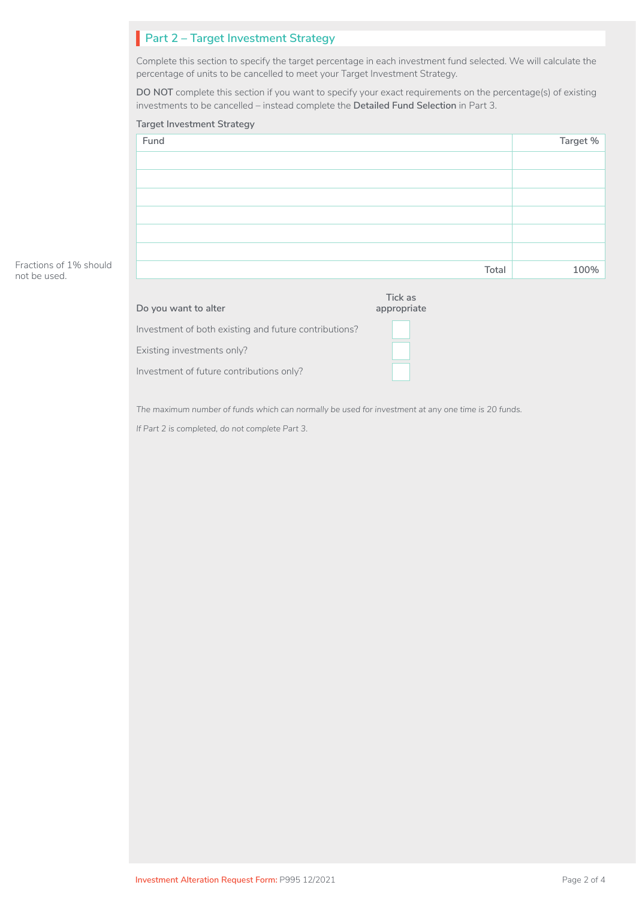## Part 2 – Target Investment Strategy

Complete this section to specify the target percentage in each investment fund selected. We will calculate the percentage of units to be cancelled to meet your Target Investment Strategy.

**DO NOT** complete this section if you want to specify your exact requirements on the percentage(s) of existing investments to be cancelled – instead complete the **Detailed Fund Selection** in Part 3.

Target Investment Strategy

| Fund | Target % |
| --- | --- |
| | |
| | |
| | |
| | |
| | |
| | |
| Total | 100% |

Fractions of 1% should not be used.

| Do you want to alter | Tick as appropriate |
| --- | --- |
| Investment of both existing and future contributions? | ☐ |
| Existing investments only? | ☐ |
| Investment of future contributions only? | ☐ |

*The maximum number of funds which can normally be used for investment at any one time is 20 funds.*

*If Part 2 is completed, do not complete Part 3.*

Investment Alteration Request Form: P995 12/2021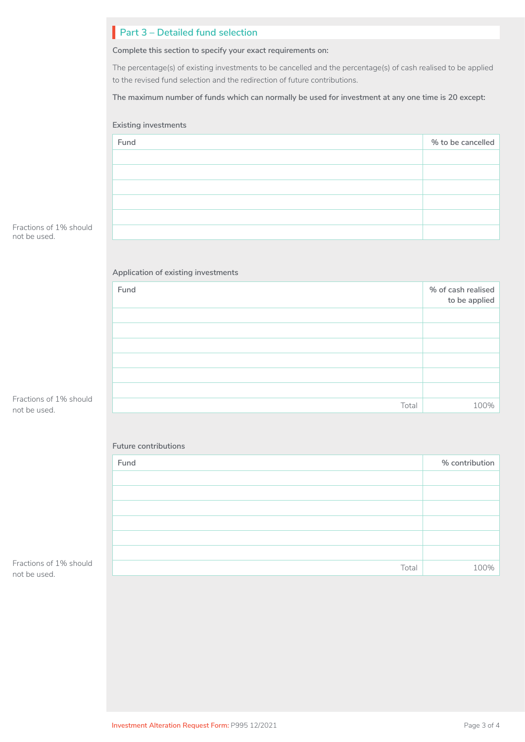## Part 3 – Detailed fund selection

**Complete this section to specify your exact requirements on:**

The percentage(s) of existing investments to be cancelled and the percentage(s) of cash realised to be applied to the revised fund selection and the redirection of future contributions.

**The maximum number of funds which can normally be used for investment at any one time is 20 except:**

### Existing investments

Fractions of 1% should not be used.

| Fund | % to be cancelled |
|---|---|
| | |
| | |
| | |
| | |
| | |
| | |

### Application of existing investments

Fractions of 1% should not be used.

| Fund | % of cash realised to be applied |
|---|---|
| | |
| | |
| | |
| | |
| | |
| | |
| Total | 100% |

### Future contributions

Fractions of 1% should not be used.

| Fund | % contribution |
|---|---|
| | |
| | |
| | |
| | |
| | |
| | |
| Total | 100% |

Investment Alteration Request Form: P995 12/2021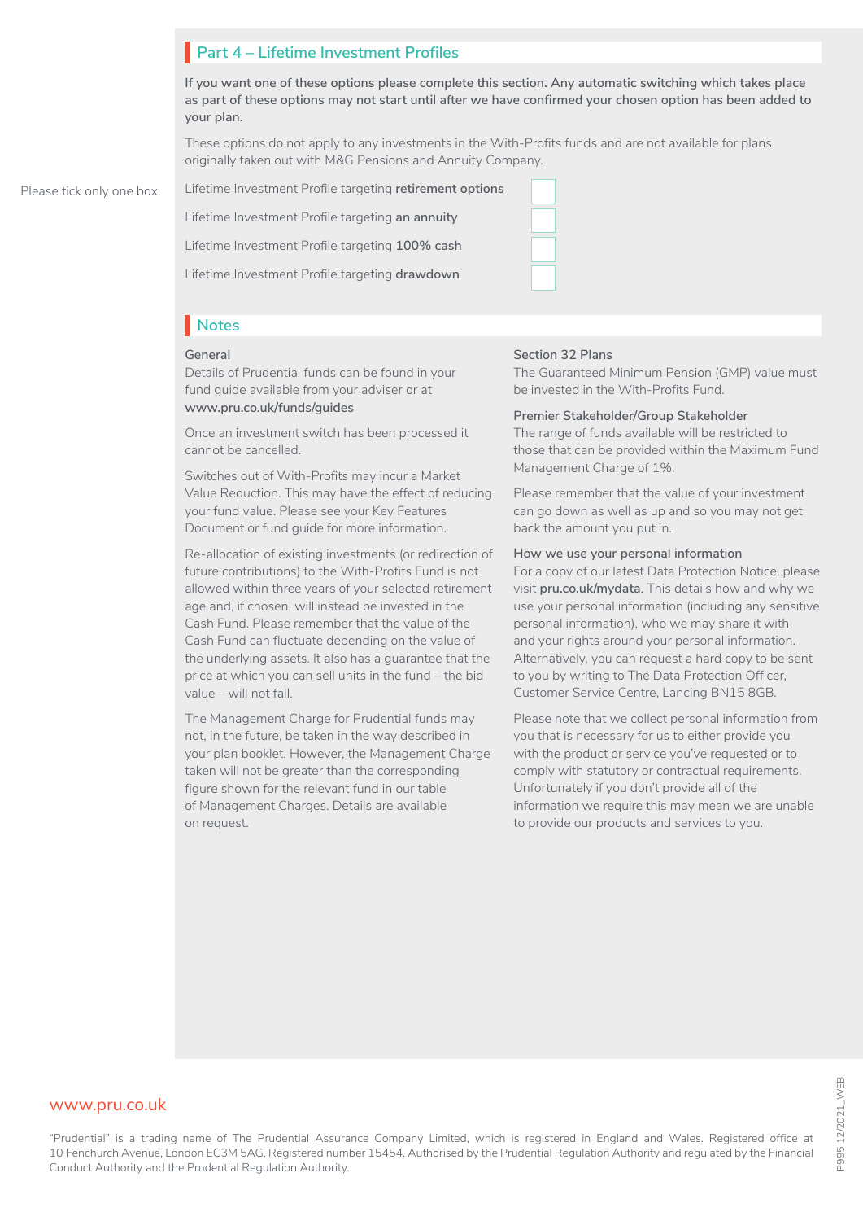## Part 4 – Lifetime Investment Profiles

**If you want one of these options please complete this section. Any automatic switching which takes place as part of these options may not start until after we have confirmed your chosen option has been added to your plan.**

These options do not apply to any investments in the With-Profits funds and are not available for plans originally taken out with M&G Pensions and Annuity Company.

Please tick only one box.

- Lifetime Investment Profile targeting **retirement options** ☐
- Lifetime Investment Profile targeting **an annuity** ☐
- Lifetime Investment Profile targeting **100% cash** ☐
- Lifetime Investment Profile targeting **drawdown** ☐

## Notes

### General

Details of Prudential funds can be found in your fund guide available from your adviser or at **www.pru.co.uk/funds/guides**

Once an investment switch has been processed it cannot be cancelled.

Switches out of With-Profits may incur a Market Value Reduction. This may have the effect of reducing your fund value. Please see your Key Features Document or fund guide for more information.

Re-allocation of existing investments (or redirection of future contributions) to the With-Profits Fund is not allowed within three years of your selected retirement age and, if chosen, will instead be invested in the Cash Fund. Please remember that the value of the Cash Fund can fluctuate depending on the value of the underlying assets. It also has a guarantee that the price at which you can sell units in the fund – the bid value – will not fall.

The Management Charge for Prudential funds may not, in the future, be taken in the way described in your plan booklet. However, the Management Charge taken will not be greater than the corresponding figure shown for the relevant fund in our table of Management Charges. Details are available on request.

### Section 32 Plans

The Guaranteed Minimum Pension (GMP) value must be invested in the With-Profits Fund.

### Premier Stakeholder/Group Stakeholder

The range of funds available will be restricted to those that can be provided within the Maximum Fund Management Charge of 1%.

Please remember that the value of your investment can go down as well as up and so you may not get back the amount you put in.

### How we use your personal information

For a copy of our latest Data Protection Notice, please visit **pru.co.uk/mydata**. This details how and why we use your personal information (including any sensitive personal information), who we may share it with and your rights around your personal information. Alternatively, you can request a hard copy to be sent to you by writing to The Data Protection Officer, Customer Service Centre, Lancing BN15 8GB.

Please note that we collect personal information from you that is necessary for us to either provide you with the product or service you've requested or to comply with statutory or contractual requirements. Unfortunately if you don't provide all of the information we require this may mean we are unable to provide our products and services to you.

www.pru.co.uk

"Prudential" is a trading name of The Prudential Assurance Company Limited, which is registered in England and Wales. Registered office at 10 Fenchurch Avenue, London EC3M 5AG. Registered number 15454. Authorised by the Prudential Regulation Authority and regulated by the Financial Conduct Authority and the Prudential Regulation Authority.

P995 12/2021_WEB